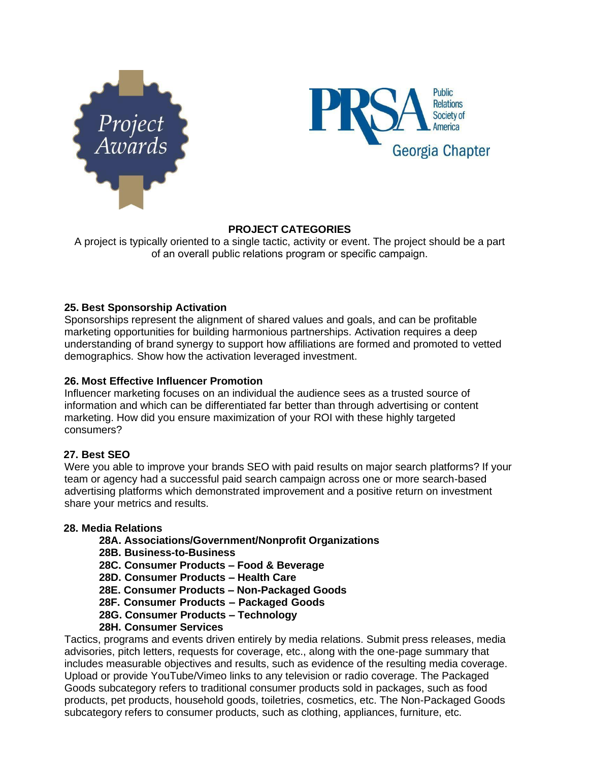Project Awards

PRSA Public Relations Society of America Georgia Chapter

## PROJECT CATEGORIES

A project is typically oriented to a single tactic, activity or event. The project should be a part of an overall public relations program or specific campaign.

### 25. Best Sponsorship Activation

Sponsorships represent the alignment of shared values and goals, and can be profitable marketing opportunities for building harmonious partnerships. Activation requires a deep understanding of brand synergy to support how affiliations are formed and promoted to vetted demographics. Show how the activation leveraged investment.

### 26. Most Effective Influencer Promotion

Influencer marketing focuses on an individual the audience sees as a trusted source of information and which can be differentiated far better than through advertising or content marketing. How did you ensure maximization of your ROI with these highly targeted consumers?

### 27. Best SEO

Were you able to improve your brands SEO with paid results on major search platforms? If your team or agency had a successful paid search campaign across one or more search-based advertising platforms which demonstrated improvement and a positive return on investment share your metrics and results.

### 28. Media Relations

- **28A. Associations/Government/Nonprofit Organizations**
- **28B. Business-to-Business**
- **28C. Consumer Products – Food & Beverage**
- **28D. Consumer Products – Health Care**
- **28E. Consumer Products – Non-Packaged Goods**
- **28F. Consumer Products – Packaged Goods**
- **28G. Consumer Products – Technology**
- **28H. Consumer Services**

Tactics, programs and events driven entirely by media relations. Submit press releases, media advisories, pitch letters, requests for coverage, etc., along with the one-page summary that includes measurable objectives and results, such as evidence of the resulting media coverage. Upload or provide YouTube/Vimeo links to any television or radio coverage. The Packaged Goods subcategory refers to traditional consumer products sold in packages, such as food products, pet products, household goods, toiletries, cosmetics, etc. The Non-Packaged Goods subcategory refers to consumer products, such as clothing, appliances, furniture, etc.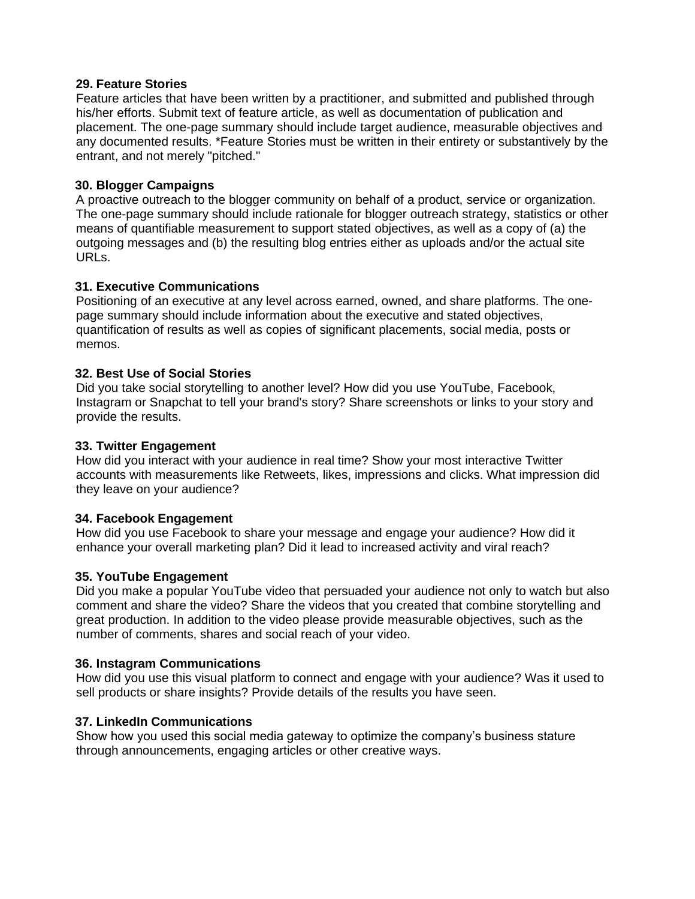**29. Feature Stories**

Feature articles that have been written by a practitioner, and submitted and published through his/her efforts. Submit text of feature article, as well as documentation of publication and placement. The one-page summary should include target audience, measurable objectives and any documented results. *Feature Stories must be written in their entirety or substantively by the entrant, and not merely "pitched."

**30. Blogger Campaigns**

A proactive outreach to the blogger community on behalf of a product, service or organization. The one-page summary should include rationale for blogger outreach strategy, statistics or other means of quantifiable measurement to support stated objectives, as well as a copy of (a) the outgoing messages and (b) the resulting blog entries either as uploads and/or the actual site URLs.

**31. Executive Communications**

Positioning of an executive at any level across earned, owned, and share platforms. The one-page summary should include information about the executive and stated objectives, quantification of results as well as copies of significant placements, social media, posts or memos.

**32. Best Use of Social Stories**

Did you take social storytelling to another level? How did you use YouTube, Facebook, Instagram or Snapchat to tell your brand's story? Share screenshots or links to your story and provide the results.

**33. Twitter Engagement**

How did you interact with your audience in real time? Show your most interactive Twitter accounts with measurements like Retweets, likes, impressions and clicks. What impression did they leave on your audience?

**34. Facebook Engagement**

How did you use Facebook to share your message and engage your audience? How did it enhance your overall marketing plan? Did it lead to increased activity and viral reach?

**35. YouTube Engagement**

Did you make a popular YouTube video that persuaded your audience not only to watch but also comment and share the video? Share the videos that you created that combine storytelling and great production. In addition to the video please provide measurable objectives, such as the number of comments, shares and social reach of your video.

**36. Instagram Communications**

How did you use this visual platform to connect and engage with your audience? Was it used to sell products or share insights? Provide details of the results you have seen.

**37. LinkedIn Communications**

Show how you used this social media gateway to optimize the company's business stature through announcements, engaging articles or other creative ways.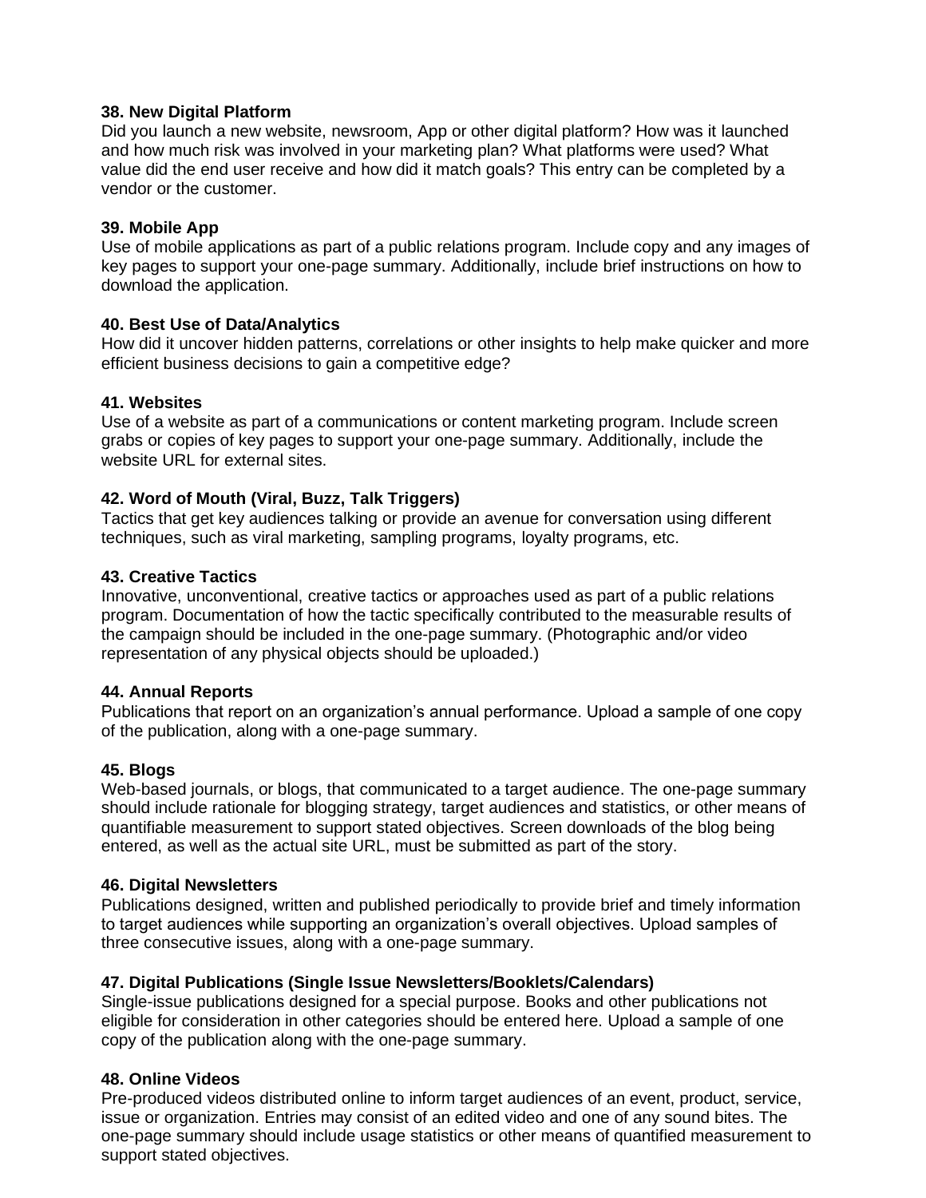**38. New Digital Platform**
Did you launch a new website, newsroom, App or other digital platform? How was it launched and how much risk was involved in your marketing plan? What platforms were used? What value did the end user receive and how did it match goals? This entry can be completed by a vendor or the customer.

**39. Mobile App**
Use of mobile applications as part of a public relations program. Include copy and any images of key pages to support your one-page summary. Additionally, include brief instructions on how to download the application.

**40. Best Use of Data/Analytics**
How did it uncover hidden patterns, correlations or other insights to help make quicker and more efficient business decisions to gain a competitive edge?

**41. Websites**
Use of a website as part of a communications or content marketing program. Include screen grabs or copies of key pages to support your one-page summary. Additionally, include the website URL for external sites.

**42. Word of Mouth (Viral, Buzz, Talk Triggers)**
Tactics that get key audiences talking or provide an avenue for conversation using different techniques, such as viral marketing, sampling programs, loyalty programs, etc.

**43. Creative Tactics**
Innovative, unconventional, creative tactics or approaches used as part of a public relations program. Documentation of how the tactic specifically contributed to the measurable results of the campaign should be included in the one-page summary. (Photographic and/or video representation of any physical objects should be uploaded.)

**44. Annual Reports**
Publications that report on an organization's annual performance. Upload a sample of one copy of the publication, along with a one-page summary.

**45. Blogs**
Web-based journals, or blogs, that communicated to a target audience. The one-page summary should include rationale for blogging strategy, target audiences and statistics, or other means of quantifiable measurement to support stated objectives. Screen downloads of the blog being entered, as well as the actual site URL, must be submitted as part of the story.

**46. Digital Newsletters**
Publications designed, written and published periodically to provide brief and timely information to target audiences while supporting an organization's overall objectives. Upload samples of three consecutive issues, along with a one-page summary.

**47. Digital Publications (Single Issue Newsletters/Booklets/Calendars)**
Single-issue publications designed for a special purpose. Books and other publications not eligible for consideration in other categories should be entered here. Upload a sample of one copy of the publication along with the one-page summary.

**48. Online Videos**
Pre-produced videos distributed online to inform target audiences of an event, product, service, issue or organization. Entries may consist of an edited video and one of any sound bites. The one-page summary should include usage statistics or other means of quantified measurement to support stated objectives.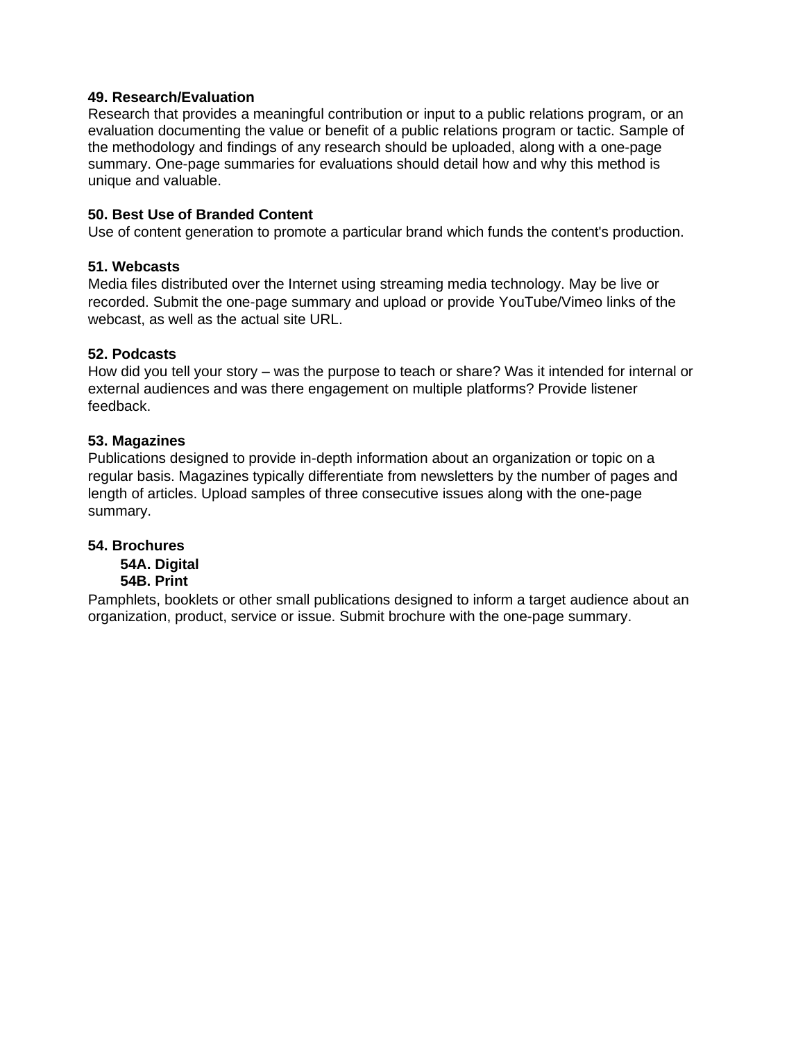**49. Research/Evaluation**
Research that provides a meaningful contribution or input to a public relations program, or an evaluation documenting the value or benefit of a public relations program or tactic. Sample of the methodology and findings of any research should be uploaded, along with a one-page summary. One-page summaries for evaluations should detail how and why this method is unique and valuable.

**50. Best Use of Branded Content**
Use of content generation to promote a particular brand which funds the content's production.

**51. Webcasts**
Media files distributed over the Internet using streaming media technology. May be live or recorded. Submit the one-page summary and upload or provide YouTube/Vimeo links of the webcast, as well as the actual site URL.

**52. Podcasts**
How did you tell your story – was the purpose to teach or share? Was it intended for internal or external audiences and was there engagement on multiple platforms? Provide listener feedback.

**53. Magazines**
Publications designed to provide in-depth information about an organization or topic on a regular basis. Magazines typically differentiate from newsletters by the number of pages and length of articles. Upload samples of three consecutive issues along with the one-page summary.

**54. Brochures**
- **54A. Digital**
- **54B. Print**

Pamphlets, booklets or other small publications designed to inform a target audience about an organization, product, service or issue. Submit brochure with the one-page summary.